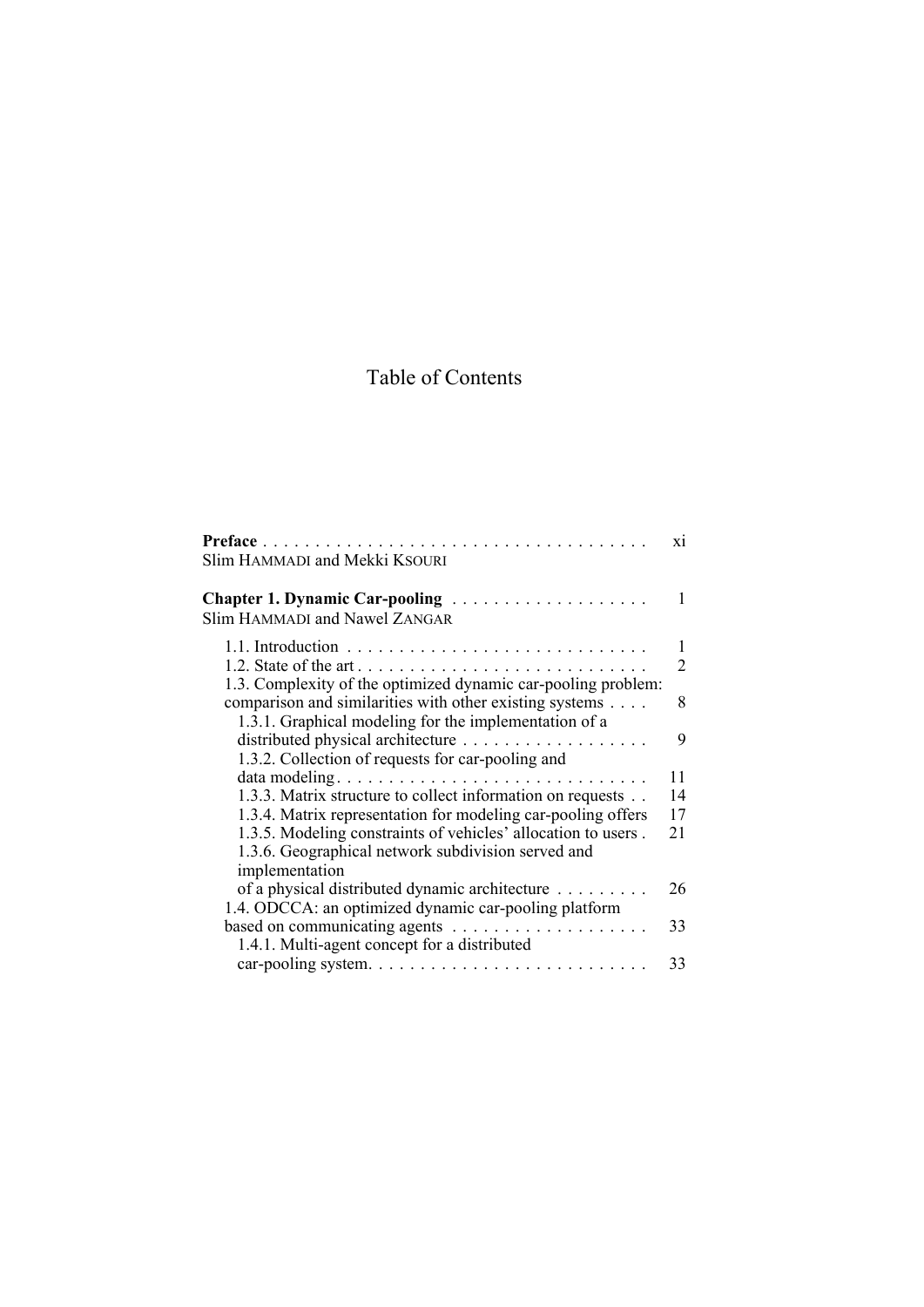# Table of Contents

**Preface** . . . . . . . . . . . . . . . . . . . . . . . . . . . . . . . . . . . . . xi
Slim HAMMADI and Mekki KSOURI

**Chapter 1. Dynamic Car-pooling** . . . . . . . . . . . . . . . . . . . 1
Slim HAMMADI and Nawel ZANGAR

1.1. Introduction . . . . . . . . . . . . . . . . . . . . . . . . . . . . . 1
1.2. State of the art . . . . . . . . . . . . . . . . . . . . . . . . . . . . 2
1.3. Complexity of the optimized dynamic car-pooling problem: comparison and similarities with other existing systems . . . . 8
1.3.1. Graphical modeling for the implementation of a distributed physical architecture . . . . . . . . . . . . . . . . . . 9
1.3.2. Collection of requests for car-pooling and data modeling . . . . . . . . . . . . . . . . . . . . . . . . . . . . . 11
1.3.3. Matrix structure to collect information on requests . . 14
1.3.4. Matrix representation for modeling car-pooling offers 17
1.3.5. Modeling constraints of vehicles' allocation to users . 21
1.3.6. Geographical network subdivision served and implementation of a physical distributed dynamic architecture . . . . . . . . . 26
1.4. ODCCA: an optimized dynamic car-pooling platform based on communicating agents . . . . . . . . . . . . . . . . . . . 33
1.4.1. Multi-agent concept for a distributed car-pooling system. . . . . . . . . . . . . . . . . . . . . . . . . . . 33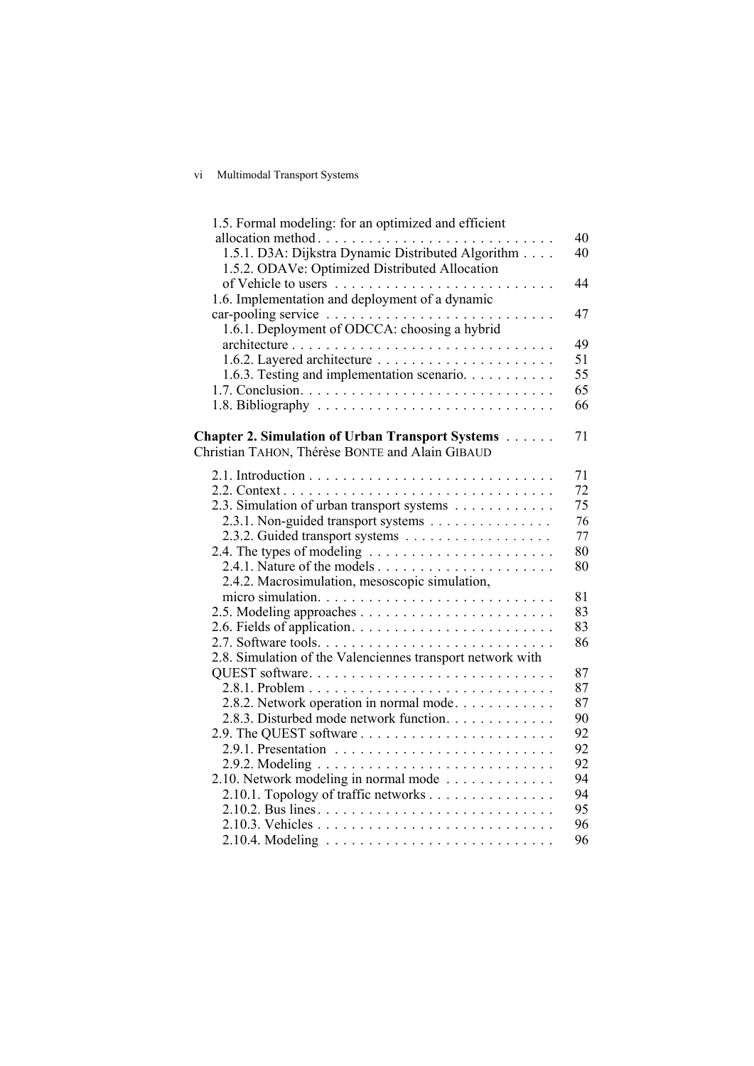1.5. Formal modeling: for an optimized and efficient allocation method . . . . . 40
1.5.1. D3A: Dijkstra Dynamic Distributed Algorithm . . . . 40
1.5.2. ODAVe: Optimized Distributed Allocation of Vehicle to users . . . . . 44
1.6. Implementation and deployment of a dynamic car-pooling service . . . . . 47
1.6.1. Deployment of ODCCA: choosing a hybrid architecture . . . . . 49
1.6.2. Layered architecture . . . . . 51
1.6.3. Testing and implementation scenario. . . . . . 55
1.7. Conclusion. . . . . 65
1.8. Bibliography . . . . . 66

**Chapter 2. Simulation of Urban Transport Systems** . . . . . 71
Christian TAHON, Thérèse BONTE and Alain GIBAUD

2.1. Introduction . . . . . 71
2.2. Context . . . . . 72
2.3. Simulation of urban transport systems . . . . . 75
2.3.1. Non-guided transport systems . . . . . 76
2.3.2. Guided transport systems . . . . . 77
2.4. The types of modeling . . . . . 80
2.4.1. Nature of the models . . . . . 80
2.4.2. Macrosimulation, mesoscopic simulation, micro simulation. . . . . 81
2.5. Modeling approaches . . . . . 83
2.6. Fields of application. . . . . 83
2.7. Software tools. . . . . 86
2.8. Simulation of the Valenciennes transport network with QUEST software. . . . . 87
2.8.1. Problem . . . . . 87
2.8.2. Network operation in normal mode. . . . . 87
2.8.3. Disturbed mode network function. . . . . 90
2.9. The QUEST software . . . . . 92
2.9.1. Presentation . . . . . 92
2.9.2. Modeling . . . . . 92
2.10. Network modeling in normal mode . . . . . 94
2.10.1. Topology of traffic networks . . . . . 94
2.10.2. Bus lines . . . . . 95
2.10.3. Vehicles . . . . . 96
2.10.4. Modeling . . . . . 96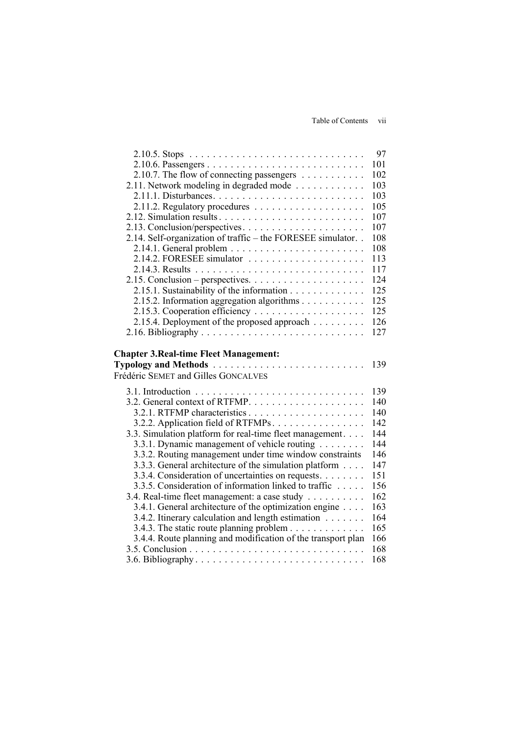2.10.5. Stops . . . . . . . . . . . . . . . . . . . . . . . . . . . . . . 97
2.10.6. Passengers . . . . . . . . . . . . . . . . . . . . . . . . . . . 101
2.10.7. The flow of connecting passengers . . . . . . . . . . . 102
2.11. Network modeling in degraded mode . . . . . . . . . . . . 103
2.11.1. Disturbances. . . . . . . . . . . . . . . . . . . . . . . . . . 103
2.11.2. Regulatory procedures . . . . . . . . . . . . . . . . . . 105
2.12. Simulation results . . . . . . . . . . . . . . . . . . . . . . . . . 107
2.13. Conclusion/perspectives. . . . . . . . . . . . . . . . . . . . . 107
2.14. Self-organization of traffic – the FORESEE simulator. . 108
2.14.1. General problem . . . . . . . . . . . . . . . . . . . . . . . 108
2.14.2. FORESEE simulator . . . . . . . . . . . . . . . . . . . . 113
2.14.3. Results . . . . . . . . . . . . . . . . . . . . . . . . . . . . . 117
2.15. Conclusion – perspectives. . . . . . . . . . . . . . . . . . . . 124
2.15.1. Sustainability of the information . . . . . . . . . . . . 125
2.15.2. Information aggregation algorithms . . . . . . . . . . 125
2.15.3. Cooperation efficiency . . . . . . . . . . . . . . . . . . . 125
2.15.4. Deployment of the proposed approach . . . . . . . . . 126
2.16. Bibliography . . . . . . . . . . . . . . . . . . . . . . . . . . . . 127

**Chapter 3.Real-time Fleet Management: Typology and Methods** . . . . . . . . . . . . . . . . . . . . . . . . . . 139
Frédéric SEMET and Gilles GONCALVES

3.1. Introduction . . . . . . . . . . . . . . . . . . . . . . . . . . . . . 139
3.2. General context of RTFMP. . . . . . . . . . . . . . . . . . . . 140
3.2.1. RTFMP characteristics . . . . . . . . . . . . . . . . . . . . 140
3.2.2. Application field of RTFMPs . . . . . . . . . . . . . . . . 142
3.3. Simulation platform for real-time fleet management. . . . 144
3.3.1. Dynamic management of vehicle routing . . . . . . . . 144
3.3.2. Routing management under time window constraints 146
3.3.3. General architecture of the simulation platform . . . . 147
3.3.4. Consideration of uncertainties on requests. . . . . . . . 151
3.3.5. Consideration of information linked to traffic . . . . . 156
3.4. Real-time fleet management: a case study . . . . . . . . . 162
3.4.1. General architecture of the optimization engine . . . . 163
3.4.2. Itinerary calculation and length estimation . . . . . . . 164
3.4.3. The static route planning problem . . . . . . . . . . . . . 165
3.4.4. Route planning and modification of the transport plan 166
3.5. Conclusion . . . . . . . . . . . . . . . . . . . . . . . . . . . . . . 168
3.6. Bibliography . . . . . . . . . . . . . . . . . . . . . . . . . . . . . 168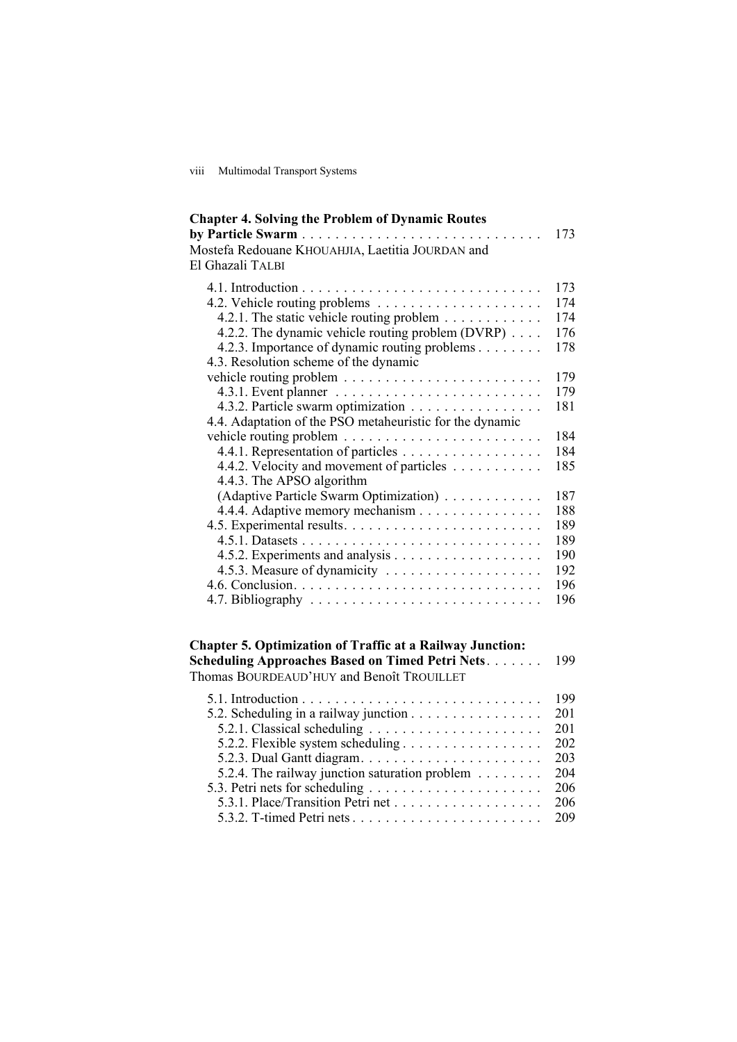**Chapter 4. Solving the Problem of Dynamic Routes by Particle Swarm** . . . . . 173
Mostefa Redouane KHOUAHJIA, Laetitia JOURDAN and El Ghazali TALBI

4.1. Introduction . . . . . 173
4.2. Vehicle routing problems . . . . . 174
4.2.1. The static vehicle routing problem . . . . . 174
4.2.2. The dynamic vehicle routing problem (DVRP) . . . . . 176
4.2.3. Importance of dynamic routing problems . . . . . 178
4.3. Resolution scheme of the dynamic vehicle routing problem . . . . . 179
4.3.1. Event planner . . . . . 179
4.3.2. Particle swarm optimization . . . . . 181
4.4. Adaptation of the PSO metaheuristic for the dynamic vehicle routing problem . . . . . 184
4.4.1. Representation of particles . . . . . 184
4.4.2. Velocity and movement of particles . . . . . 185
4.4.3. The APSO algorithm (Adaptive Particle Swarm Optimization) . . . . . 187
4.4.4. Adaptive memory mechanism . . . . . 188
4.5. Experimental results. . . . . 189
4.5.1. Datasets . . . . . 189
4.5.2. Experiments and analysis . . . . . 190
4.5.3. Measure of dynamicity . . . . . 192
4.6. Conclusion. . . . . 196
4.7. Bibliography . . . . . 196

**Chapter 5. Optimization of Traffic at a Railway Junction: Scheduling Approaches Based on Timed Petri Nets** . . . . . 199
Thomas BOURDEAUD'HUY and Benoît TROUILLET

5.1. Introduction . . . . . 199
5.2. Scheduling in a railway junction . . . . . 201
5.2.1. Classical scheduling . . . . . 201
5.2.2. Flexible system scheduling . . . . . 202
5.2.3. Dual Gantt diagram. . . . . 203
5.2.4. The railway junction saturation problem . . . . . 204
5.3. Petri nets for scheduling . . . . . 206
5.3.1. Place/Transition Petri net . . . . . 206
5.3.2. T-timed Petri nets . . . . . 209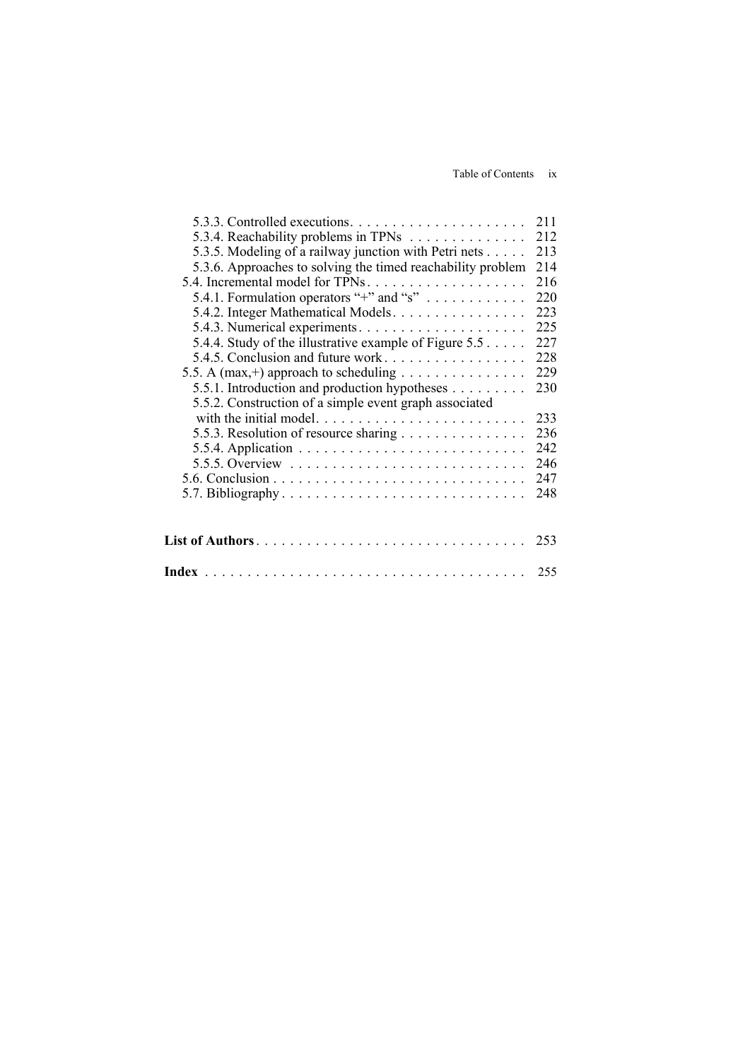5.3.3. Controlled executions. . . . . . . . . . . . . . . . . . . . . 211
5.3.4. Reachability problems in TPNs . . . . . . . . . . . . . 212
5.3.5. Modeling of a railway junction with Petri nets . . . . . 213
5.3.6. Approaches to solving the timed reachability problem 214
5.4. Incremental model for TPNs. . . . . . . . . . . . . . . . . . . 216
5.4.1. Formulation operators "+" and "s" . . . . . . . . . . . 220
5.4.2. Integer Mathematical Models. . . . . . . . . . . . . . . 223
5.4.3. Numerical experiments. . . . . . . . . . . . . . . . . . . 225
5.4.4. Study of the illustrative example of Figure 5.5 . . . . . 227
5.4.5. Conclusion and future work . . . . . . . . . . . . . . . . 228
5.5. A (max,+) approach to scheduling . . . . . . . . . . . . . . 229
5.5.1. Introduction and production hypotheses . . . . . . . . . 230
5.5.2. Construction of a simple event graph associated with the initial model. . . . . . . . . . . . . . . . . . . . . . . . 233
5.5.3. Resolution of resource sharing . . . . . . . . . . . . . . . 236
5.5.4. Application . . . . . . . . . . . . . . . . . . . . . . . . . . 242
5.5.5. Overview . . . . . . . . . . . . . . . . . . . . . . . . . . . 246
5.6. Conclusion . . . . . . . . . . . . . . . . . . . . . . . . . . . . 247
5.7. Bibliography . . . . . . . . . . . . . . . . . . . . . . . . . . . 248

**List of Authors** . . . . . . . . . . . . . . . . . . . . . . . . . . . . . . . 253

**Index** . . . . . . . . . . . . . . . . . . . . . . . . . . . . . . . . . . . . 255